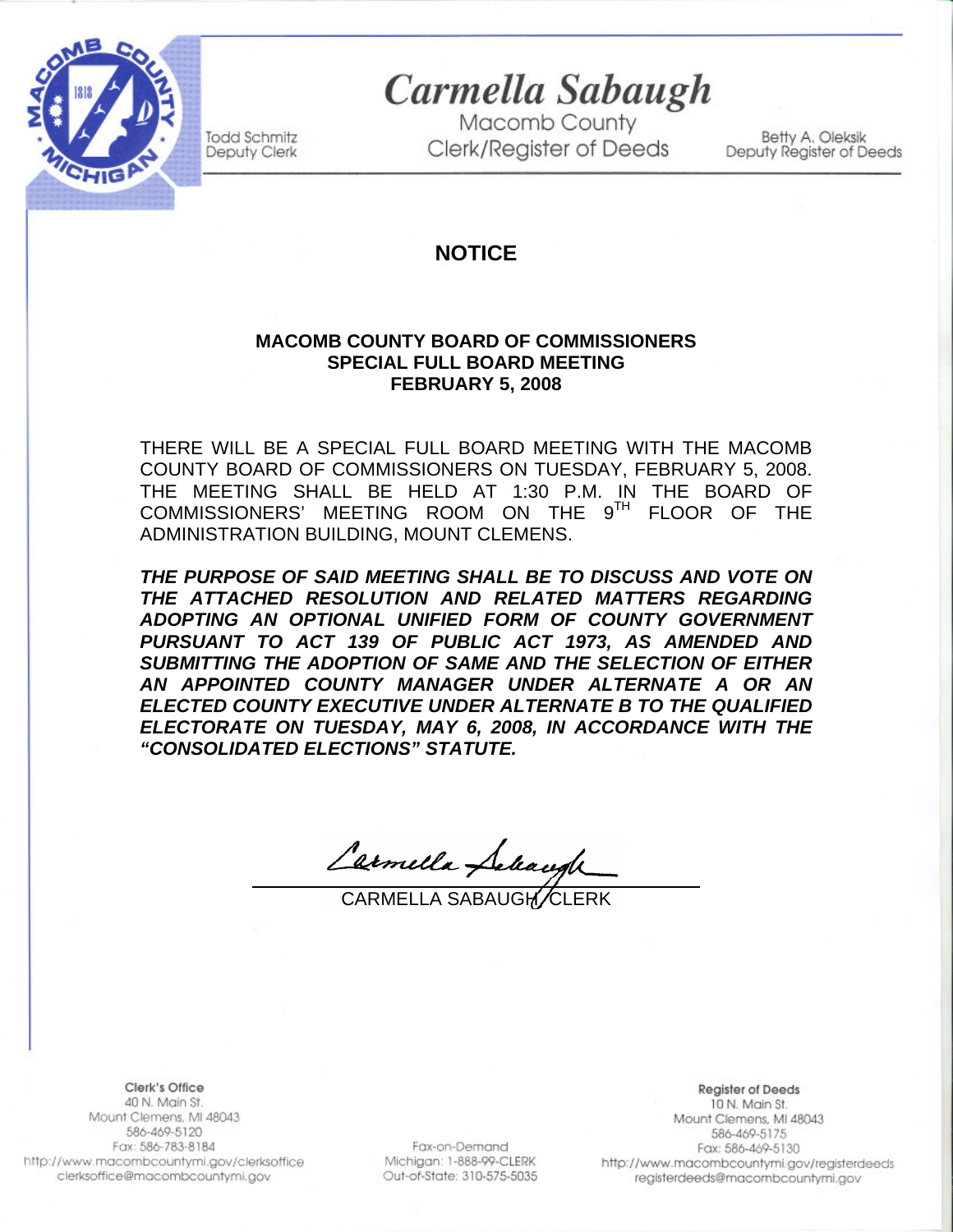# Carmella Sabaugh

Macomb County
Clerk/Register of Deeds

Todd Schmitz
Deputy Clerk

Betty A. Oleksik
Deputy Register of Deeds

## NOTICE

**MACOMB COUNTY BOARD OF COMMISSIONERS**
**SPECIAL FULL BOARD MEETING**
**FEBRUARY 5, 2008**

THERE WILL BE A SPECIAL FULL BOARD MEETING WITH THE MACOMB COUNTY BOARD OF COMMISSIONERS ON TUESDAY, FEBRUARY 5, 2008. THE MEETING SHALL BE HELD AT 1:30 P.M. IN THE BOARD OF COMMISSIONERS' MEETING ROOM ON THE 9TH FLOOR OF THE ADMINISTRATION BUILDING, MOUNT CLEMENS.

***THE PURPOSE OF SAID MEETING SHALL BE TO DISCUSS AND VOTE ON THE ATTACHED RESOLUTION AND RELATED MATTERS REGARDING ADOPTING AN OPTIONAL UNIFIED FORM OF COUNTY GOVERNMENT PURSUANT TO ACT 139 OF PUBLIC ACT 1973, AS AMENDED AND SUBMITTING THE ADOPTION OF SAME AND THE SELECTION OF EITHER AN APPOINTED COUNTY MANAGER UNDER ALTERNATE A OR AN ELECTED COUNTY EXECUTIVE UNDER ALTERNATE B TO THE QUALIFIED ELECTORATE ON TUESDAY, MAY 6, 2008, IN ACCORDANCE WITH THE "CONSOLIDATED ELECTIONS" STATUTE.***

Carmella Sabaugh

CARMELLA SABAUGH/CLERK

**Clerk's Office**
40 N. Main St.
Mount Clemens, MI 48043
586-469-5120
Fax: 586-783-8184
http://www.macombcountymi.gov/clerksoffice
clerksoffice@macombcountymi.gov

Fax-on-Demand
Michigan: 1-888-99-CLERK
Out-of-State: 310-575-5035

**Register of Deeds**
10 N. Main St.
Mount Clemens, MI 48043
586-469-5175
Fax: 586-469-5130
http://www.macombcountymi.gov/registerdeeds
registerdeeds@macombcountymi.gov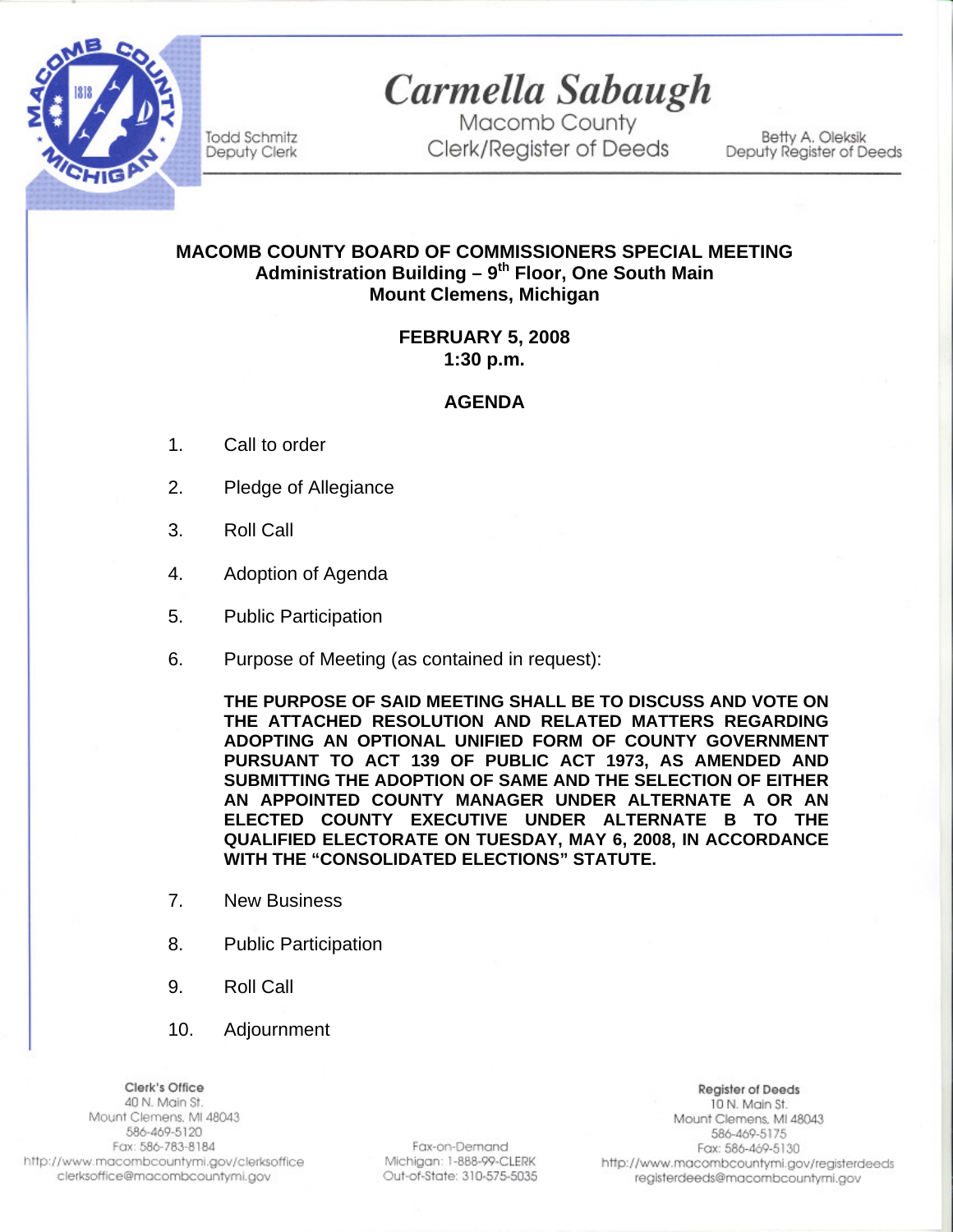Todd Schmitz
Deputy Clerk

# Carmella Sabaugh

Macomb County
Clerk/Register of Deeds

Betty A. Oleksik
Deputy Register of Deeds

**MACOMB COUNTY BOARD OF COMMISSIONERS SPECIAL MEETING**
**Administration Building – 9th Floor, One South Main**
**Mount Clemens, Michigan**

**FEBRUARY 5, 2008**
**1:30 p.m.**

**AGENDA**

1. Call to order
2. Pledge of Allegiance
3. Roll Call
4. Adoption of Agenda
5. Public Participation
6. Purpose of Meeting (as contained in request):

   **THE PURPOSE OF SAID MEETING SHALL BE TO DISCUSS AND VOTE ON THE ATTACHED RESOLUTION AND RELATED MATTERS REGARDING ADOPTING AN OPTIONAL UNIFIED FORM OF COUNTY GOVERNMENT PURSUANT TO ACT 139 OF PUBLIC ACT 1973, AS AMENDED AND SUBMITTING THE ADOPTION OF SAME AND THE SELECTION OF EITHER AN APPOINTED COUNTY MANAGER UNDER ALTERNATE A OR AN ELECTED COUNTY EXECUTIVE UNDER ALTERNATE B TO THE QUALIFIED ELECTORATE ON TUESDAY, MAY 6, 2008, IN ACCORDANCE WITH THE "CONSOLIDATED ELECTIONS" STATUTE.**

7. New Business
8. Public Participation
9. Roll Call
10. Adjournment

**Clerk's Office**
40 N. Main St.
Mount Clemens, MI 48043
586-469-5120
Fax: 586-783-8184
http://www.macombcountymi.gov/clerksoffice
clerksoffice@macombcountymi.gov

Fax-on-Demand
Michigan: 1-888-99-CLERK
Out-of-State: 310-575-5035

**Register of Deeds**
10 N. Main St.
Mount Clemens, MI 48043
586-469-5175
Fax: 586-469-5130
http://www.macombcountymi.gov/registerdeeds
registerdeeds@macombcountymi.gov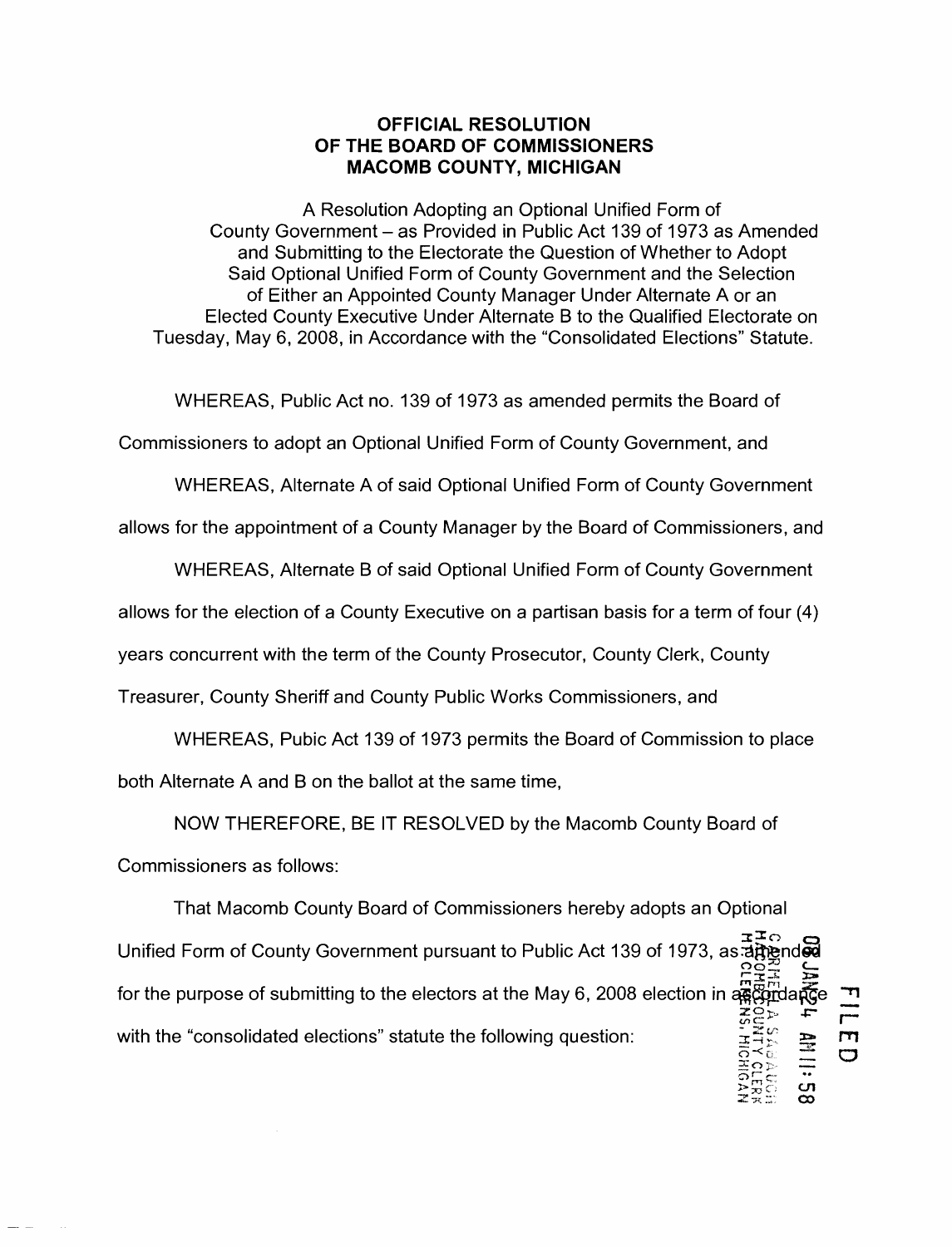**OFFICIAL RESOLUTION**
**OF THE BOARD OF COMMISSIONERS**
**MACOMB COUNTY, MICHIGAN**

A Resolution Adopting an Optional Unified Form of County Government – as Provided in Public Act 139 of 1973 as Amended and Submitting to the Electorate the Question of Whether to Adopt Said Optional Unified Form of County Government and the Selection of Either an Appointed County Manager Under Alternate A or an Elected County Executive Under Alternate B to the Qualified Electorate on Tuesday, May 6, 2008, in Accordance with the "Consolidated Elections" Statute.

WHEREAS, Public Act no. 139 of 1973 as amended permits the Board of Commissioners to adopt an Optional Unified Form of County Government, and

WHEREAS, Alternate A of said Optional Unified Form of County Government allows for the appointment of a County Manager by the Board of Commissioners, and

WHEREAS, Alternate B of said Optional Unified Form of County Government allows for the election of a County Executive on a partisan basis for a term of four (4) years concurrent with the term of the County Prosecutor, County Clerk, County Treasurer, County Sheriff and County Public Works Commissioners, and

WHEREAS, Pubic Act 139 of 1973 permits the Board of Commission to place both Alternate A and B on the ballot at the same time,

NOW THEREFORE, BE IT RESOLVED by the Macomb County Board of Commissioners as follows:

That Macomb County Board of Commissioners hereby adopts an Optional Unified Form of County Government pursuant to Public Act 139 of 1973, as amended for the purpose of submitting to the electors at the May 6, 2008 election in accordance with the "consolidated elections" statute the following question:

FILED
08 JAN 24 AM 11:58
CARMELLA SABAUGH
MACOMB COUNTY CLERK
MT. CLEMENS, MICHIGAN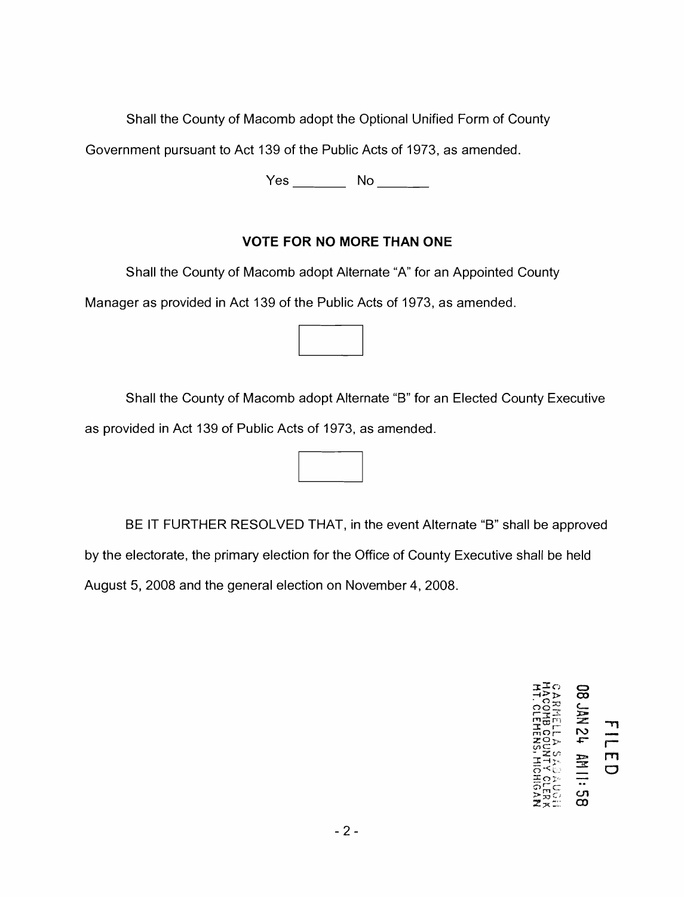Shall the County of Macomb adopt the Optional Unified Form of County Government pursuant to Act 139 of the Public Acts of 1973, as amended.

Yes _______ No _______

**VOTE FOR NO MORE THAN ONE**

Shall the County of Macomb adopt Alternate "A" for an Appointed County Manager as provided in Act 139 of the Public Acts of 1973, as amended.

☐

Shall the County of Macomb adopt Alternate "B" for an Elected County Executive as provided in Act 139 of Public Acts of 1973, as amended.

☐

BE IT FURTHER RESOLVED THAT, in the event Alternate "B" shall be approved by the electorate, the primary election for the Office of County Executive shall be held August 5, 2008 and the general election on November 4, 2008.

FILED
08 JAN 24 AM 11:58
CARMELLA SABAUGH
MACOMB COUNTY CLERK
MT. CLEMENS, MICHIGAN